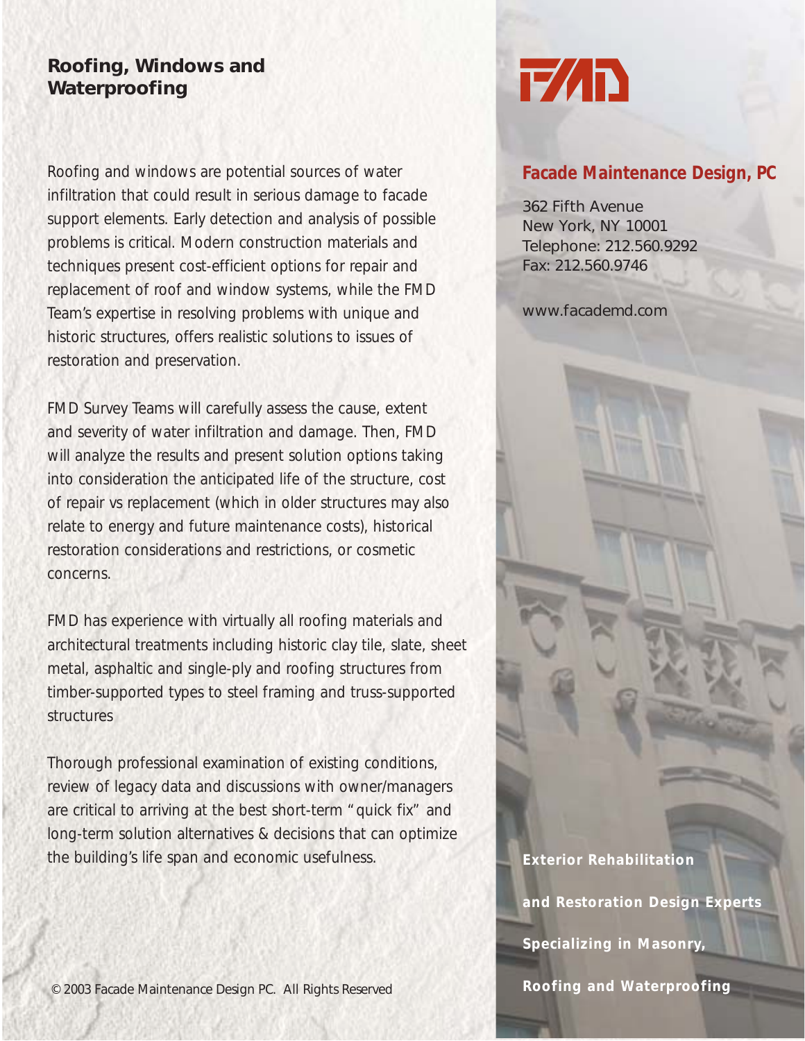## Roofing, Windows and Waterproofing

Roofing and windows are potential sources of water infiltration that could result in serious damage to facade support elements. Early detection and analysis of possible problems is critical. Modern construction materials and techniques present cost-efficient options for repair and replacement of roof and window systems, while the FMD Team's expertise in resolving problems with unique and historic structures, offers realistic solutions to issues of restoration and preservation.

FMD Survey Teams will carefully assess the cause, extent and severity of water infiltration and damage. Then, FMD will analyze the results and present solution options taking into consideration the anticipated life of the structure, cost of repair vs replacement (which in older structures may also relate to energy and future maintenance costs), historical restoration considerations and restrictions, or cosmetic concerns.

FMD has experience with virtually all roofing materials and architectural treatments including historic clay tile, slate, sheet metal, asphaltic and single-ply and roofing structures from timber-supported types to steel framing and truss-supported structures

Thorough professional examination of existing conditions, review of legacy data and discussions with owner/managers are critical to arriving at the best short-term "quick fix" and long-term solution alternatives & decisions that can optimize the building's life span and economic usefulness.

© 2003 Facade Maintenance Design PC. All Rights Reserved

FMD

**Facade Maintenance Design, PC**

362 Fifth Avenue
New York, NY 10001
Telephone: 212.560.9292
Fax: 212.560.9746

www.facademd.com

**Exterior Rehabilitation and Restoration Design Experts Specializing in Masonry, Roofing and Waterproofing**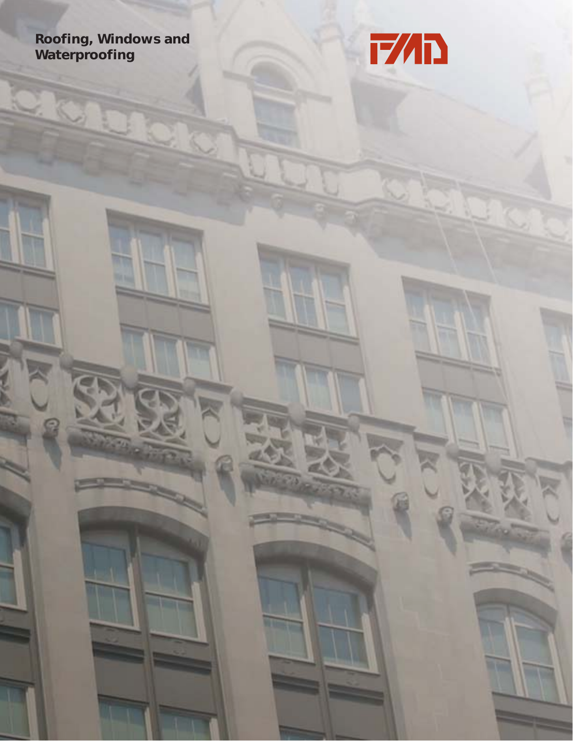Roofing, Windows and Waterproofing